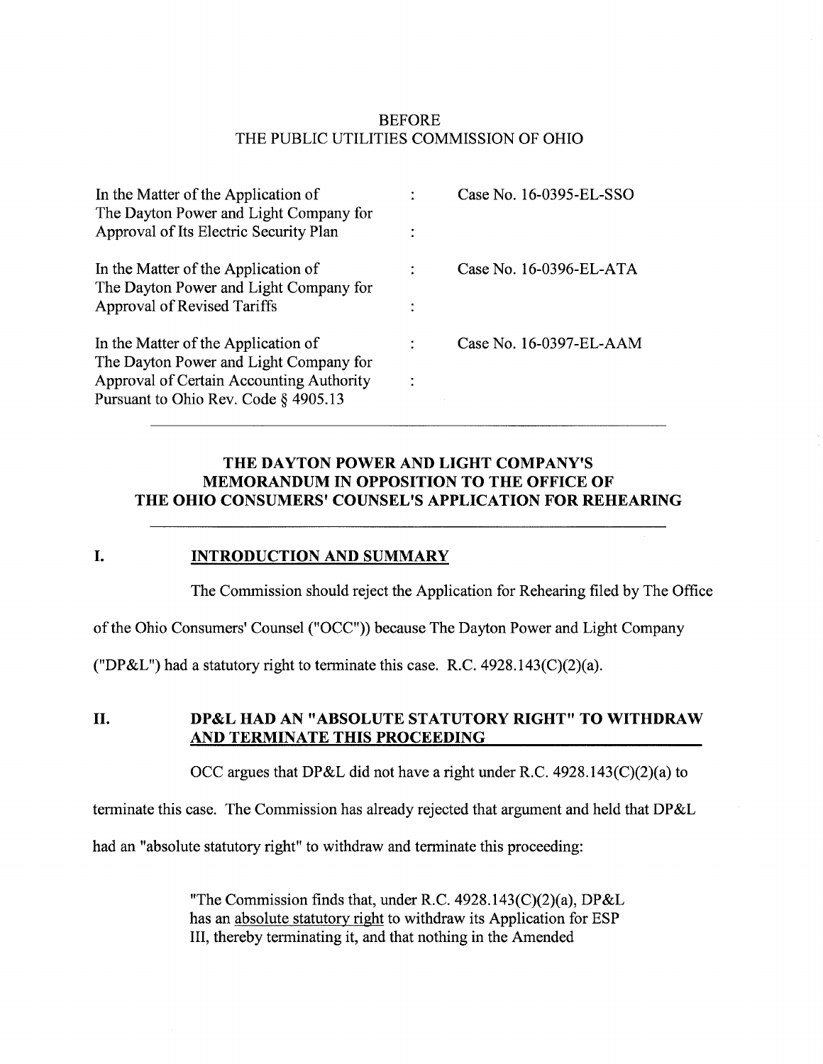BEFORE
THE PUBLIC UTILITIES COMMISSION OF OHIO

| | | |
|---|---|---|
| In the Matter of the Application of The Dayton Power and Light Company for Approval of Its Electric Security Plan | : | Case No. 16-0395-EL-SSO |
| In the Matter of the Application of The Dayton Power and Light Company for Approval of Revised Tariffs | : | Case No. 16-0396-EL-ATA |
| In the Matter of the Application of The Dayton Power and Light Company for Approval of Certain Accounting Authority Pursuant to Ohio Rev. Code § 4905.13 | : | Case No. 16-0397-EL-AAM |

**THE DAYTON POWER AND LIGHT COMPANY'S MEMORANDUM IN OPPOSITION TO THE OFFICE OF THE OHIO CONSUMERS' COUNSEL'S APPLICATION FOR REHEARING**

## I. INTRODUCTION AND SUMMARY

The Commission should reject the Application for Rehearing filed by The Office of the Ohio Consumers' Counsel ("OCC")) because The Dayton Power and Light Company ("DP&L") had a statutory right to terminate this case. R.C. 4928.143(C)(2)(a).

## II. DP&L HAD AN "ABSOLUTE STATUTORY RIGHT" TO WITHDRAW AND TERMINATE THIS PROCEEDING

OCC argues that DP&L did not have a right under R.C. 4928.143(C)(2)(a) to terminate this case. The Commission has already rejected that argument and held that DP&L had an "absolute statutory right" to withdraw and terminate this proceeding:

> "The Commission finds that, under R.C. 4928.143(C)(2)(a), DP&L has an absolute statutory right to withdraw its Application for ESP III, thereby terminating it, and that nothing in the Amended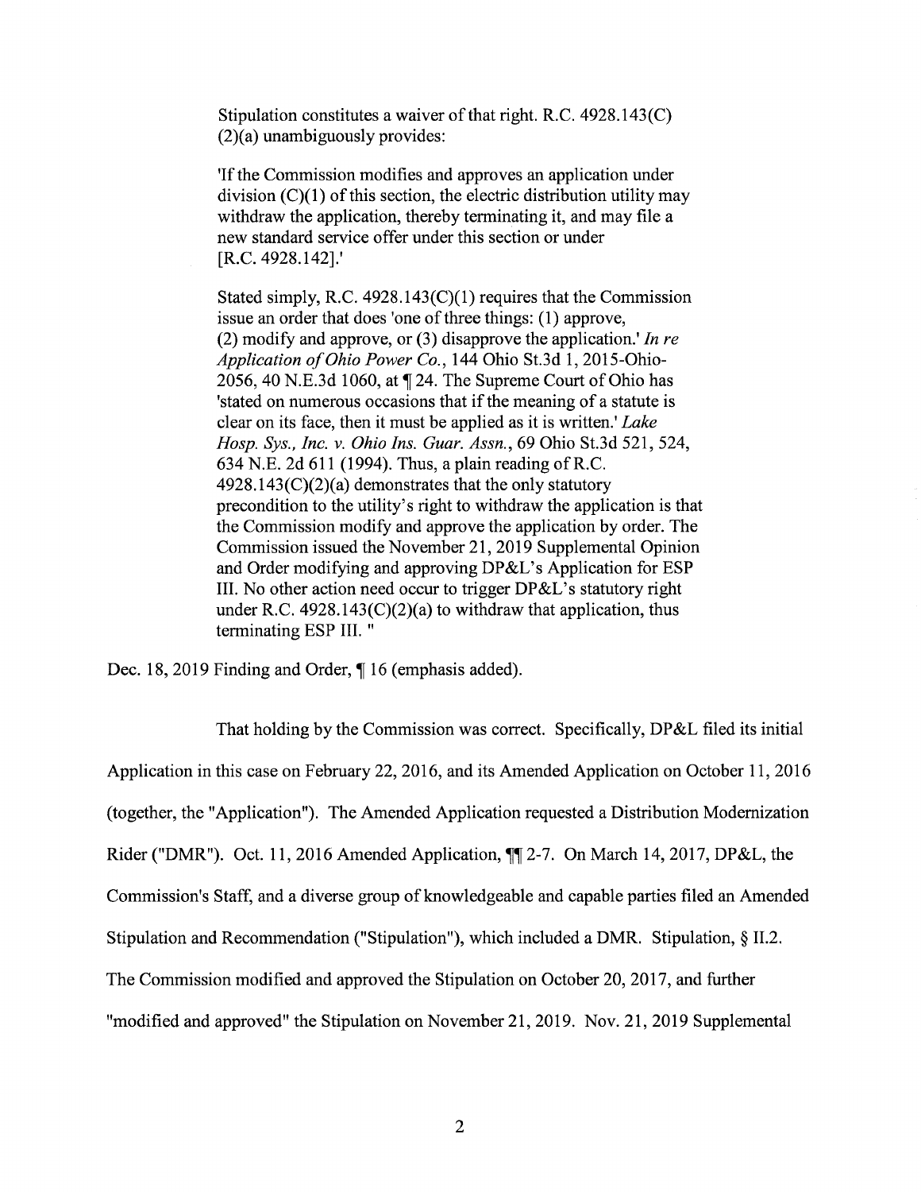> Stipulation constitutes a waiver of that right. R.C. 4928.143(C)(2)(a) unambiguously provides:
>
> 'If the Commission modifies and approves an application under division (C)(1) of this section, the electric distribution utility may withdraw the application, thereby terminating it, and may file a new standard service offer under this section or under [R.C. 4928.142].'
>
> Stated simply, R.C. 4928.143(C)(1) requires that the Commission issue an order that does 'one of three things: (1) approve, (2) modify and approve, or (3) disapprove the application.' *In re Application of Ohio Power Co.*, 144 Ohio St.3d 1, 2015-Ohio-2056, 40 N.E.3d 1060, at ¶ 24. The Supreme Court of Ohio has 'stated on numerous occasions that if the meaning of a statute is clear on its face, then it must be applied as it is written.' *Lake Hosp. Sys., Inc. v. Ohio Ins. Guar. Assn.*, 69 Ohio St.3d 521, 524, 634 N.E. 2d 611 (1994). Thus, a plain reading of R.C. 4928.143(C)(2)(a) demonstrates that the only statutory precondition to the utility's right to withdraw the application is that the Commission modify and approve the application by order. The Commission issued the November 21, 2019 Supplemental Opinion and Order modifying and approving DP&L's Application for ESP III. No other action need occur to trigger DP&L's statutory right under R.C. 4928.143(C)(2)(a) to withdraw that application, thus terminating ESP III. "

Dec. 18, 2019 Finding and Order, ¶ 16 (emphasis added).

That holding by the Commission was correct. Specifically, DP&L filed its initial Application in this case on February 22, 2016, and its Amended Application on October 11, 2016 (together, the "Application"). The Amended Application requested a Distribution Modernization Rider ("DMR"). Oct. 11, 2016 Amended Application, ¶¶ 2-7. On March 14, 2017, DP&L, the Commission's Staff, and a diverse group of knowledgeable and capable parties filed an Amended Stipulation and Recommendation ("Stipulation"), which included a DMR. Stipulation, § II.2. The Commission modified and approved the Stipulation on October 20, 2017, and further "modified and approved" the Stipulation on November 21, 2019. Nov. 21, 2019 Supplemental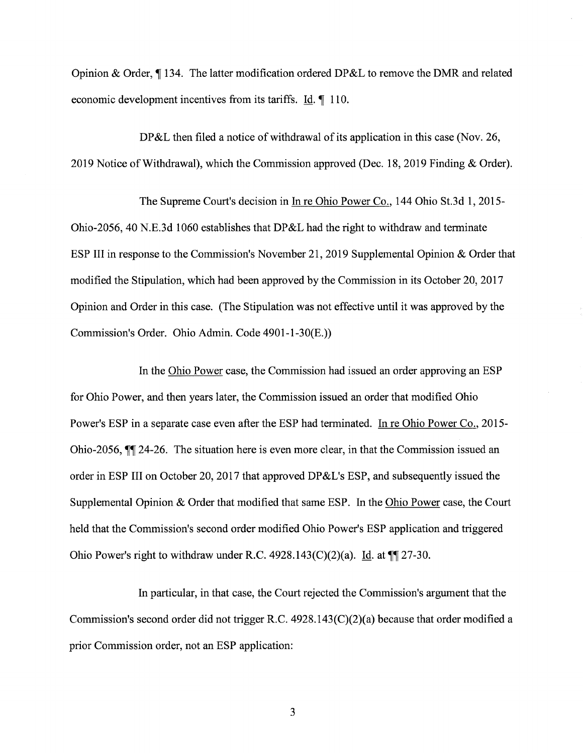Opinion & Order, ¶ 134. The latter modification ordered DP&L to remove the DMR and related economic development incentives from its tariffs. Id. ¶ 110.

DP&L then filed a notice of withdrawal of its application in this case (Nov. 26, 2019 Notice of Withdrawal), which the Commission approved (Dec. 18, 2019 Finding & Order).

The Supreme Court's decision in In re Ohio Power Co., 144 Ohio St.3d 1, 2015-Ohio-2056, 40 N.E.3d 1060 establishes that DP&L had the right to withdraw and terminate ESP III in response to the Commission's November 21, 2019 Supplemental Opinion & Order that modified the Stipulation, which had been approved by the Commission in its October 20, 2017 Opinion and Order in this case. (The Stipulation was not effective until it was approved by the Commission's Order. Ohio Admin. Code 4901-1-30(E.))

In the Ohio Power case, the Commission had issued an order approving an ESP for Ohio Power, and then years later, the Commission issued an order that modified Ohio Power's ESP in a separate case even after the ESP had terminated. In re Ohio Power Co., 2015-Ohio-2056, ¶¶ 24-26. The situation here is even more clear, in that the Commission issued an order in ESP III on October 20, 2017 that approved DP&L's ESP, and subsequently issued the Supplemental Opinion & Order that modified that same ESP. In the Ohio Power case, the Court held that the Commission's second order modified Ohio Power's ESP application and triggered Ohio Power's right to withdraw under R.C. 4928.143(C)(2)(a). Id. at ¶¶ 27-30.

In particular, in that case, the Court rejected the Commission's argument that the Commission's second order did not trigger R.C. 4928.143(C)(2)(a) because that order modified a prior Commission order, not an ESP application: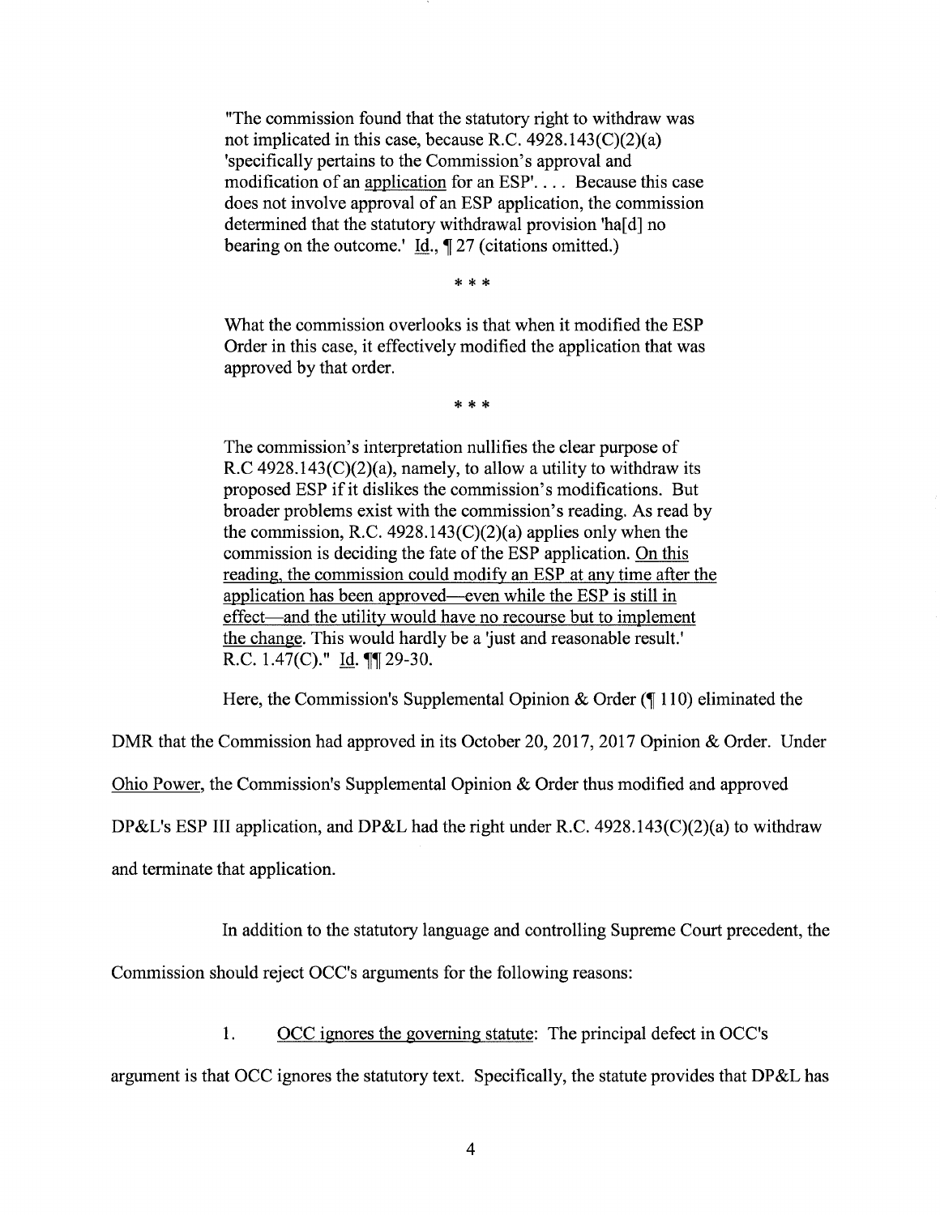> "The commission found that the statutory right to withdraw was not implicated in this case, because R.C. 4928.143(C)(2)(a) 'specifically pertains to the Commission's approval and modification of an <u>application</u> for an ESP'. . . . Because this case does not involve approval of an ESP application, the commission determined that the statutory withdrawal provision 'ha[d] no bearing on the outcome.' <u>Id.</u>, ¶ 27 (citations omitted.)
>
> \* \* \*
>
> What the commission overlooks is that when it modified the ESP Order in this case, it effectively modified the application that was approved by that order.
>
> \* \* \*
>
> The commission's interpretation nullifies the clear purpose of R.C 4928.143(C)(2)(a), namely, to allow a utility to withdraw its proposed ESP if it dislikes the commission's modifications. But broader problems exist with the commission's reading. As read by the commission, R.C. 4928.143(C)(2)(a) applies only when the commission is deciding the fate of the ESP application. <u>On this reading, the commission could modify an ESP at any time after the application has been approved—even while the ESP is still in effect—and the utility would have no recourse but to implement the change.</u> This would hardly be a 'just and reasonable result.' R.C. 1.47(C)." <u>Id.</u> ¶¶ 29-30.

Here, the Commission's Supplemental Opinion & Order (¶ 110) eliminated the DMR that the Commission had approved in its October 20, 2017, 2017 Opinion & Order. Under <u>Ohio Power</u>, the Commission's Supplemental Opinion & Order thus modified and approved DP&L's ESP III application, and DP&L had the right under R.C. 4928.143(C)(2)(a) to withdraw and terminate that application.

In addition to the statutory language and controlling Supreme Court precedent, the Commission should reject OCC's arguments for the following reasons:

1. <u>OCC ignores the governing statute</u>: The principal defect in OCC's argument is that OCC ignores the statutory text. Specifically, the statute provides that DP&L has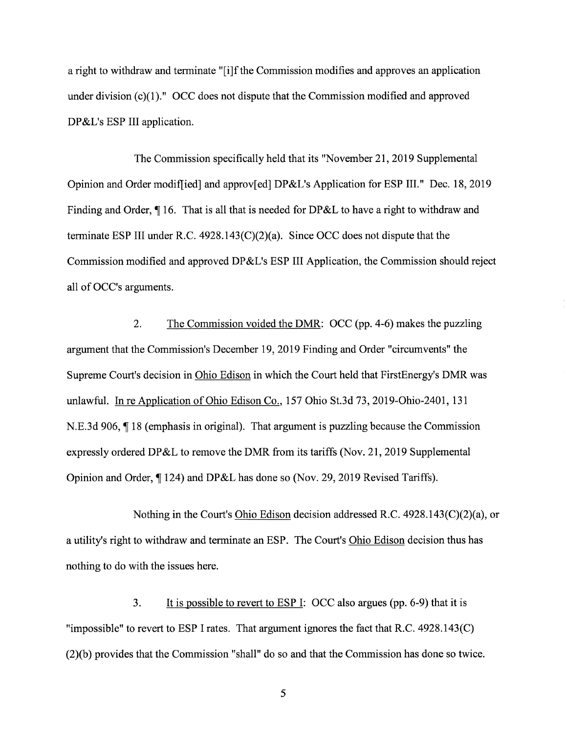a right to withdraw and terminate "[i]f the Commission modifies and approves an application under division (c)(1)." OCC does not dispute that the Commission modified and approved DP&L's ESP III application.

The Commission specifically held that its "November 21, 2019 Supplemental Opinion and Order modif[ied] and approv[ed] DP&L's Application for ESP III." Dec. 18, 2019 Finding and Order, ¶ 16. That is all that is needed for DP&L to have a right to withdraw and terminate ESP III under R.C. 4928.143(C)(2)(a). Since OCC does not dispute that the Commission modified and approved DP&L's ESP III Application, the Commission should reject all of OCC's arguments.

2. <u>The Commission voided the DMR</u>: OCC (pp. 4-6) makes the puzzling argument that the Commission's December 19, 2019 Finding and Order "circumvents" the Supreme Court's decision in <u>Ohio Edison</u> in which the Court held that FirstEnergy's DMR was unlawful. <u>In re Application of Ohio Edison Co.</u>, 157 Ohio St.3d 73, 2019-Ohio-2401, 131 N.E.3d 906, ¶ 18 (emphasis in original). That argument is puzzling because the Commission expressly ordered DP&L to remove the DMR from its tariffs (Nov. 21, 2019 Supplemental Opinion and Order, ¶ 124) and DP&L has done so (Nov. 29, 2019 Revised Tariffs).

Nothing in the Court's <u>Ohio Edison</u> decision addressed R.C. 4928.143(C)(2)(a), or a utility's right to withdraw and terminate an ESP. The Court's <u>Ohio Edison</u> decision thus has nothing to do with the issues here.

3. <u>It is possible to revert to ESP I</u>: OCC also argues (pp. 6-9) that it is "impossible" to revert to ESP I rates. That argument ignores the fact that R.C. 4928.143(C)(2)(b) provides that the Commission "shall" do so and that the Commission has done so twice.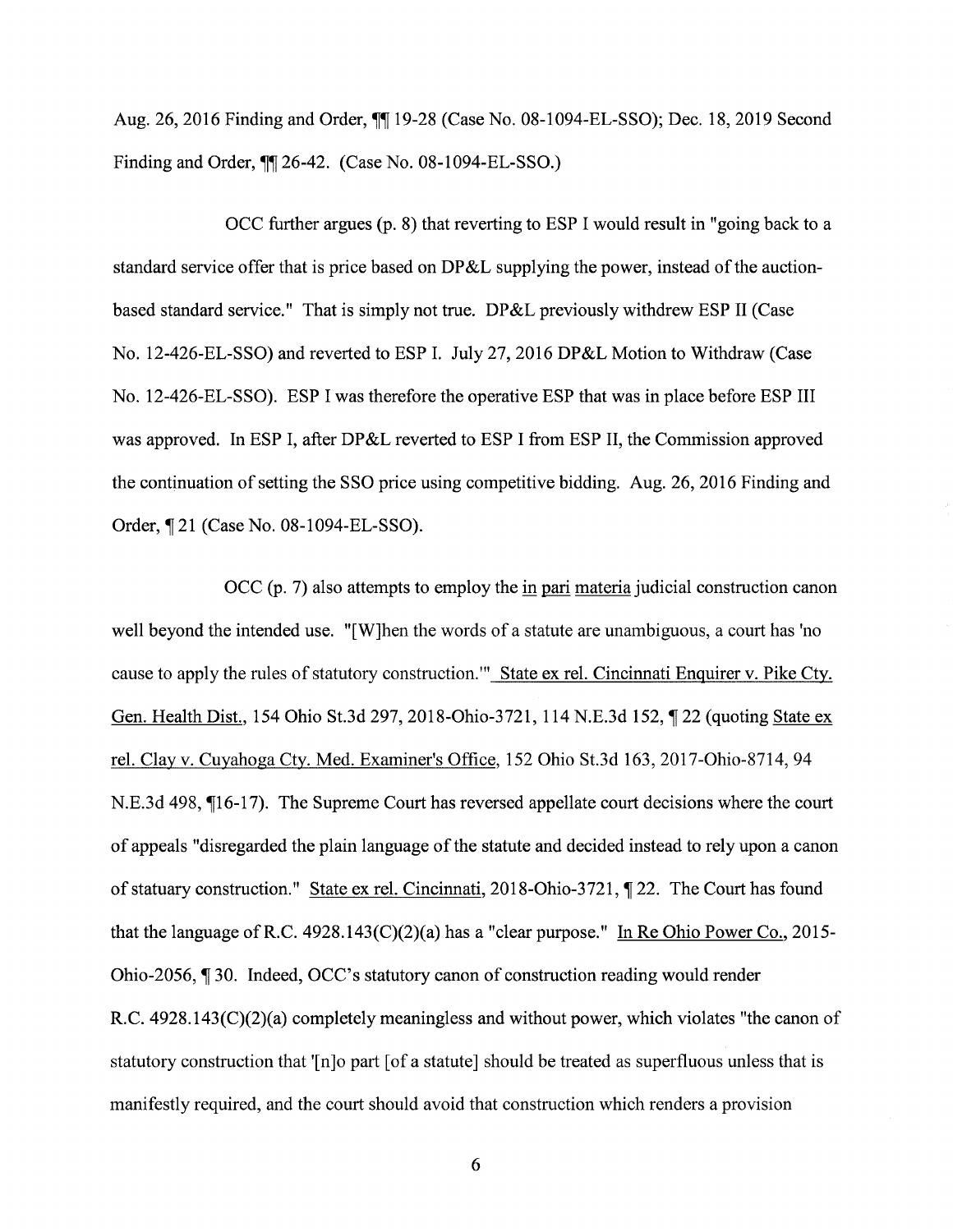Aug. 26, 2016 Finding and Order, ¶¶ 19-28 (Case No. 08-1094-EL-SSO); Dec. 18, 2019 Second Finding and Order, ¶¶ 26-42. (Case No. 08-1094-EL-SSO.)

OCC further argues (p. 8) that reverting to ESP I would result in "going back to a standard service offer that is price based on DP&L supplying the power, instead of the auction-based standard service." That is simply not true. DP&L previously withdrew ESP II (Case No. 12-426-EL-SSO) and reverted to ESP I. July 27, 2016 DP&L Motion to Withdraw (Case No. 12-426-EL-SSO). ESP I was therefore the operative ESP that was in place before ESP III was approved. In ESP I, after DP&L reverted to ESP I from ESP II, the Commission approved the continuation of setting the SSO price using competitive bidding. Aug. 26, 2016 Finding and Order, ¶ 21 (Case No. 08-1094-EL-SSO).

OCC (p. 7) also attempts to employ the in pari materia judicial construction canon well beyond the intended use. "[W]hen the words of a statute are unambiguous, a court has 'no cause to apply the rules of statutory construction.'" State ex rel. Cincinnati Enquirer v. Pike Cty. Gen. Health Dist., 154 Ohio St.3d 297, 2018-Ohio-3721, 114 N.E.3d 152, ¶ 22 (quoting State ex rel. Clay v. Cuyahoga Cty. Med. Examiner's Office, 152 Ohio St.3d 163, 2017-Ohio-8714, 94 N.E.3d 498, ¶16-17). The Supreme Court has reversed appellate court decisions where the court of appeals "disregarded the plain language of the statute and decided instead to rely upon a canon of statuary construction." State ex rel. Cincinnati, 2018-Ohio-3721, ¶ 22. The Court has found that the language of R.C. 4928.143(C)(2)(a) has a "clear purpose." In Re Ohio Power Co., 2015-Ohio-2056, ¶ 30. Indeed, OCC's statutory canon of construction reading would render R.C. 4928.143(C)(2)(a) completely meaningless and without power, which violates "the canon of statutory construction that '[n]o part [of a statute] should be treated as superfluous unless that is manifestly required, and the court should avoid that construction which renders a provision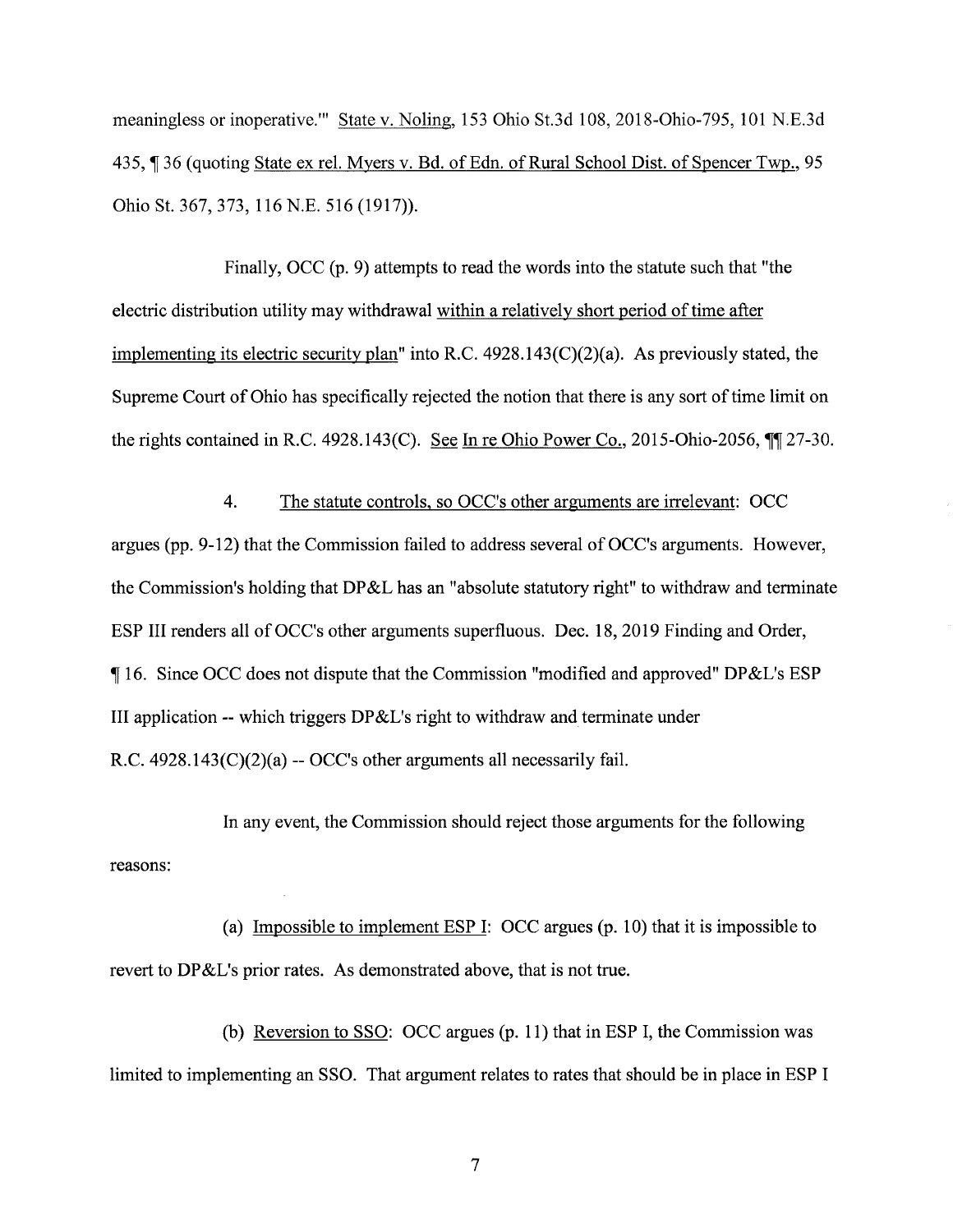meaningless or inoperative.'" State v. Noling, 153 Ohio St.3d 108, 2018-Ohio-795, 101 N.E.3d 435, ¶ 36 (quoting State ex rel. Myers v. Bd. of Edn. of Rural School Dist. of Spencer Twp., 95 Ohio St. 367, 373, 116 N.E. 516 (1917)).

Finally, OCC (p. 9) attempts to read the words into the statute such that "the electric distribution utility may withdrawal within a relatively short period of time after implementing its electric security plan" into R.C. 4928.143(C)(2)(a). As previously stated, the Supreme Court of Ohio has specifically rejected the notion that there is any sort of time limit on the rights contained in R.C. 4928.143(C). See In re Ohio Power Co., 2015-Ohio-2056, ¶¶ 27-30.

4. The statute controls, so OCC's other arguments are irrelevant: OCC argues (pp. 9-12) that the Commission failed to address several of OCC's arguments. However, the Commission's holding that DP&L has an "absolute statutory right" to withdraw and terminate ESP III renders all of OCC's other arguments superfluous. Dec. 18, 2019 Finding and Order, ¶ 16. Since OCC does not dispute that the Commission "modified and approved" DP&L's ESP III application -- which triggers DP&L's right to withdraw and terminate under R.C. 4928.143(C)(2)(a) -- OCC's other arguments all necessarily fail.

In any event, the Commission should reject those arguments for the following reasons:

(a) Impossible to implement ESP I: OCC argues (p. 10) that it is impossible to revert to DP&L's prior rates. As demonstrated above, that is not true.

(b) Reversion to SSO: OCC argues (p. 11) that in ESP I, the Commission was limited to implementing an SSO. That argument relates to rates that should be in place in ESP I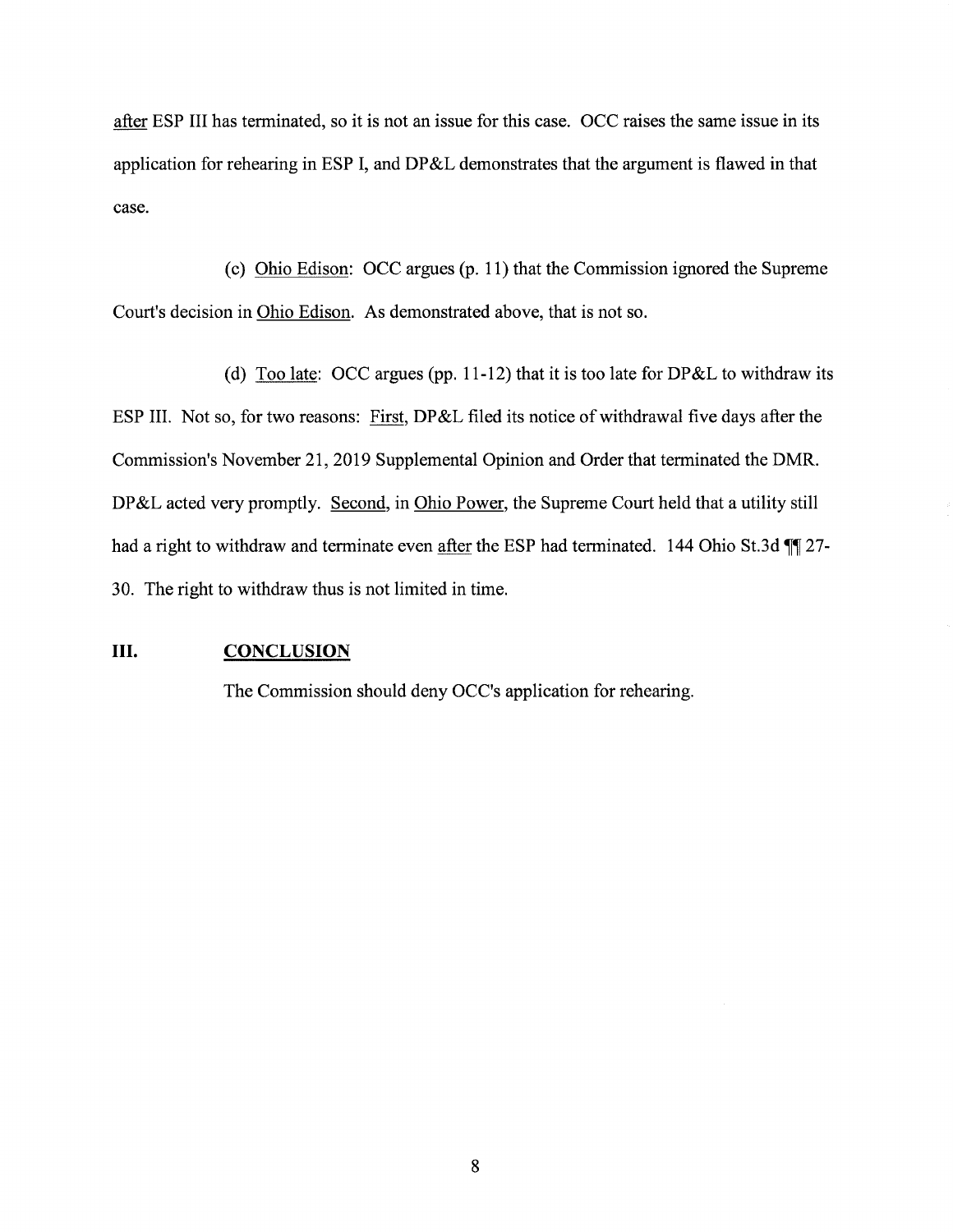after ESP III has terminated, so it is not an issue for this case. OCC raises the same issue in its application for rehearing in ESP I, and DP&L demonstrates that the argument is flawed in that case.

(c) Ohio Edison: OCC argues (p. 11) that the Commission ignored the Supreme Court's decision in Ohio Edison. As demonstrated above, that is not so.

(d) Too late: OCC argues (pp. 11-12) that it is too late for DP&L to withdraw its ESP III. Not so, for two reasons: First, DP&L filed its notice of withdrawal five days after the Commission's November 21, 2019 Supplemental Opinion and Order that terminated the DMR. DP&L acted very promptly. Second, in Ohio Power, the Supreme Court held that a utility still had a right to withdraw and terminate even after the ESP had terminated. 144 Ohio St.3d ¶¶ 27-30. The right to withdraw thus is not limited in time.

## III. CONCLUSION

The Commission should deny OCC's application for rehearing.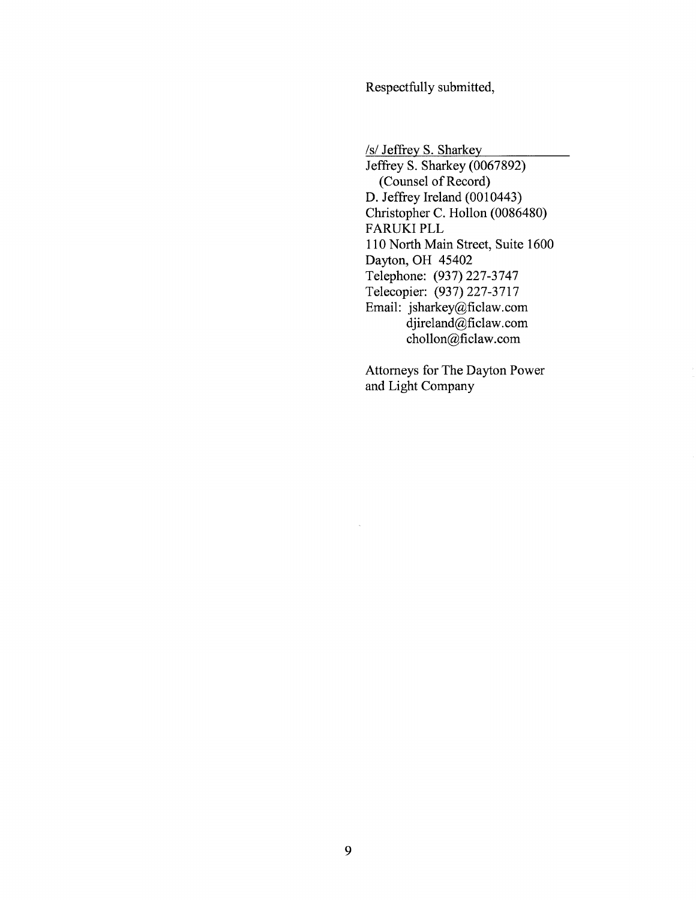Respectfully submitted,

/s/ Jeffrey S. Sharkey
Jeffrey S. Sharkey (0067892)
(Counsel of Record)
D. Jeffrey Ireland (0010443)
Christopher C. Hollon (0086480)
FARUKI PLL
110 North Main Street, Suite 1600
Dayton, OH 45402
Telephone: (937) 227-3747
Telecopier: (937) 227-3717
Email: jsharkey@ficlaw.com
djireland@ficlaw.com
chollon@ficlaw.com

Attorneys for The Dayton Power and Light Company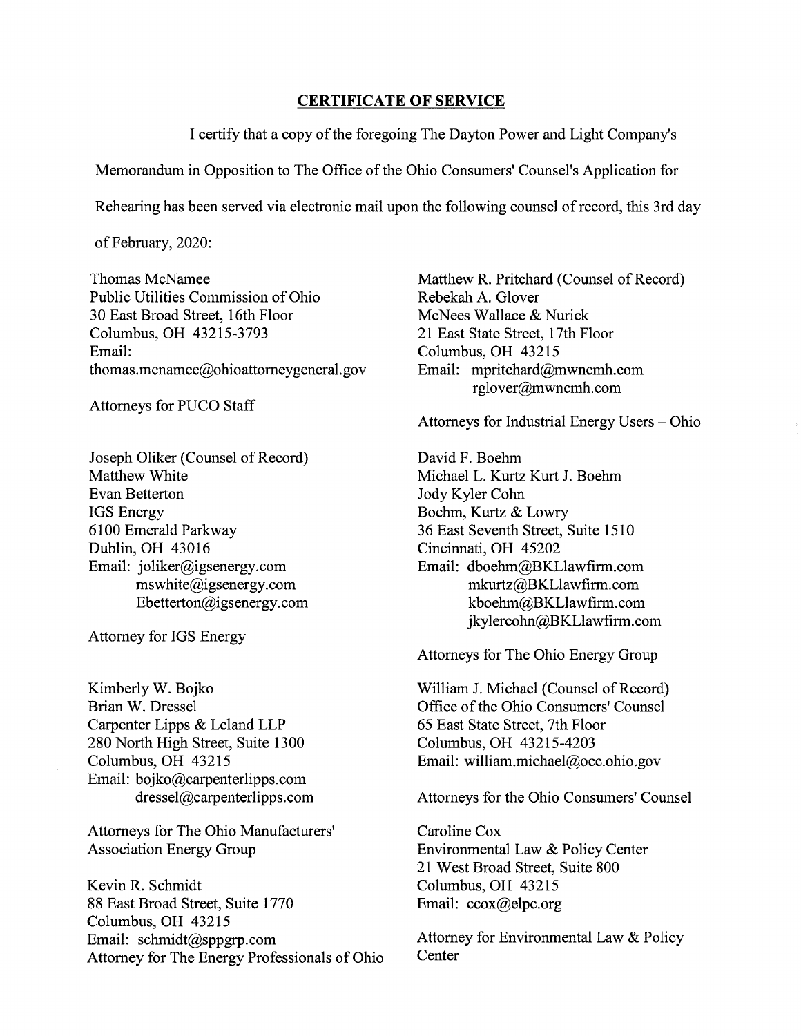## CERTIFICATE OF SERVICE

I certify that a copy of the foregoing The Dayton Power and Light Company's Memorandum in Opposition to The Office of the Ohio Consumers' Counsel's Application for Rehearing has been served via electronic mail upon the following counsel of record, this 3rd day of February, 2020:

Thomas McNamee
Public Utilities Commission of Ohio
30 East Broad Street, 16th Floor
Columbus, OH 43215-3793
Email:
thomas.mcnamee@ohioattorneygeneral.gov

Attorneys for PUCO Staff

Joseph Oliker (Counsel of Record)
Matthew White
Evan Betterton
IGS Energy
6100 Emerald Parkway
Dublin, OH 43016
Email: joliker@igsenergy.com
mswhite@igsenergy.com
Ebetterton@igsenergy.com

Attorney for IGS Energy

Kimberly W. Bojko
Brian W. Dressel
Carpenter Lipps & Leland LLP
280 North High Street, Suite 1300
Columbus, OH 43215
Email: bojko@carpenterlipps.com
dressel@carpenterlipps.com

Attorneys for The Ohio Manufacturers' Association Energy Group

Kevin R. Schmidt
88 East Broad Street, Suite 1770
Columbus, OH 43215
Email: schmidt@sppgrp.com
Attorney for The Energy Professionals of Ohio

Matthew R. Pritchard (Counsel of Record)
Rebekah A. Glover
McNees Wallace & Nurick
21 East State Street, 17th Floor
Columbus, OH 43215
Email: mpritchard@mwncmh.com
rglover@mwncmh.com

Attorneys for Industrial Energy Users – Ohio

David F. Boehm
Michael L. Kurtz Kurt J. Boehm
Jody Kyler Cohn
Boehm, Kurtz & Lowry
36 East Seventh Street, Suite 1510
Cincinnati, OH 45202
Email: dboehm@BKLlawfirm.com
mkurtz@BKLlawfirm.com
kboehm@BKLlawfirm.com
jkylercohn@BKLlawfirm.com

Attorneys for The Ohio Energy Group

William J. Michael (Counsel of Record)
Office of the Ohio Consumers' Counsel
65 East State Street, 7th Floor
Columbus, OH 43215-4203
Email: william.michael@occ.ohio.gov

Attorneys for the Ohio Consumers' Counsel

Caroline Cox
Environmental Law & Policy Center
21 West Broad Street, Suite 800
Columbus, OH 43215
Email: ccox@elpc.org

Attorney for Environmental Law & Policy Center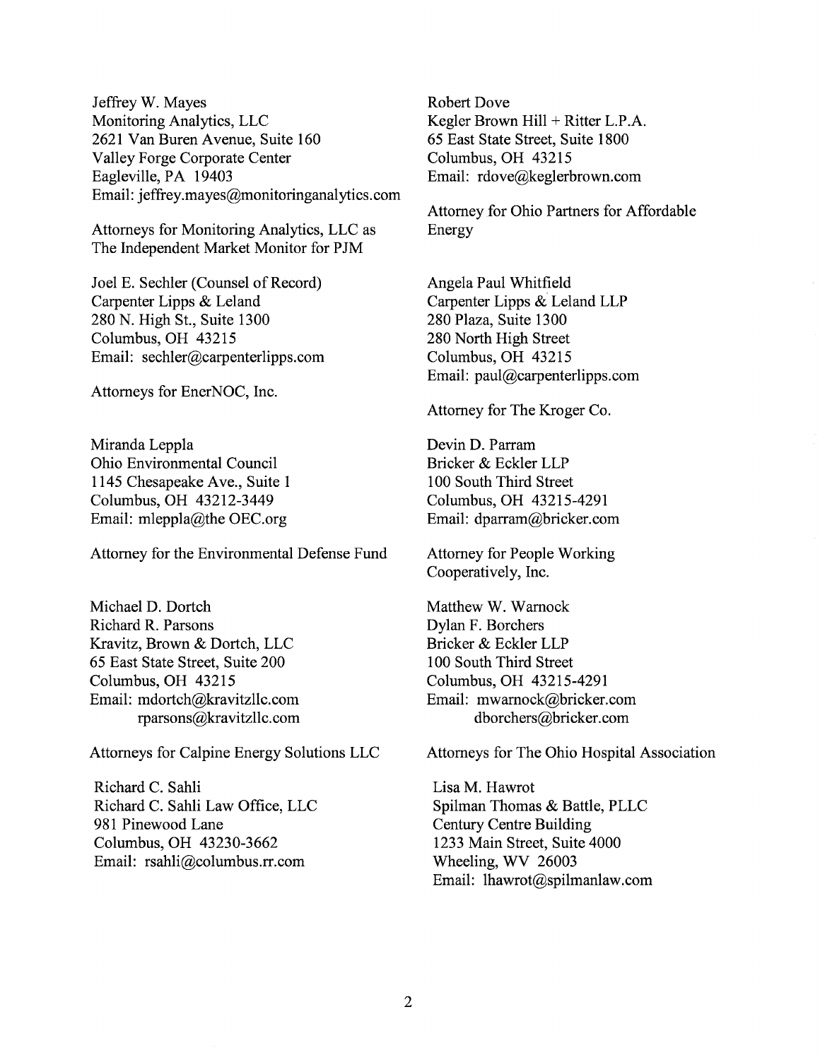Jeffrey W. Mayes
Monitoring Analytics, LLC
2621 Van Buren Avenue, Suite 160
Valley Forge Corporate Center
Eagleville, PA 19403
Email: jeffrey.mayes@monitoringanalytics.com

Attorneys for Monitoring Analytics, LLC as The Independent Market Monitor for PJM

Joel E. Sechler (Counsel of Record)
Carpenter Lipps & Leland
280 N. High St., Suite 1300
Columbus, OH 43215
Email: sechler@carpenterlipps.com

Attorneys for EnerNOC, Inc.

Miranda Leppla
Ohio Environmental Council
1145 Chesapeake Ave., Suite 1
Columbus, OH 43212-3449
Email: mleppla@the OEC.org

Attorney for the Environmental Defense Fund

Michael D. Dortch
Richard R. Parsons
Kravitz, Brown & Dortch, LLC
65 East State Street, Suite 200
Columbus, OH 43215
Email: mdortch@kravitzllc.com
rparsons@kravitzllc.com

Attorneys for Calpine Energy Solutions LLC

Richard C. Sahli
Richard C. Sahli Law Office, LLC
981 Pinewood Lane
Columbus, OH 43230-3662
Email: rsahli@columbus.rr.com

Robert Dove
Kegler Brown Hill + Ritter L.P.A.
65 East State Street, Suite 1800
Columbus, OH 43215
Email: rdove@keglerbrown.com

Attorney for Ohio Partners for Affordable Energy

Angela Paul Whitfield
Carpenter Lipps & Leland LLP
280 Plaza, Suite 1300
280 North High Street
Columbus, OH 43215
Email: paul@carpenterlipps.com

Attorney for The Kroger Co.

Devin D. Parram
Bricker & Eckler LLP
100 South Third Street
Columbus, OH 43215-4291
Email: dparram@bricker.com

Attorney for People Working Cooperatively, Inc.

Matthew W. Warnock
Dylan F. Borchers
Bricker & Eckler LLP
100 South Third Street
Columbus, OH 43215-4291
Email: mwarnock@bricker.com
dborchers@bricker.com

Attorneys for The Ohio Hospital Association

Lisa M. Hawrot
Spilman Thomas & Battle, PLLC
Century Centre Building
1233 Main Street, Suite 4000
Wheeling, WV 26003
Email: lhawrot@spilmanlaw.com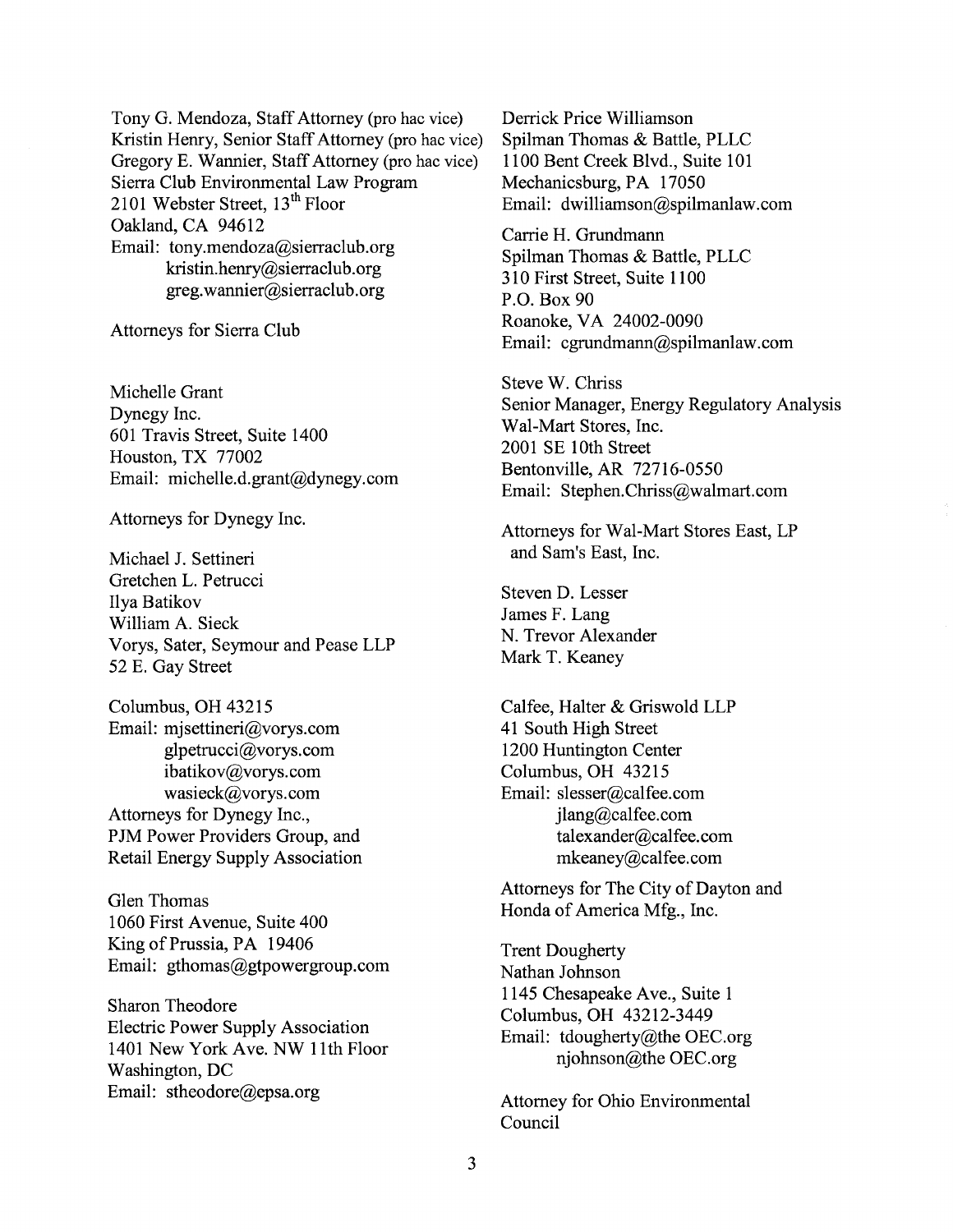Tony G. Mendoza, Staff Attorney (pro hac vice)
Kristin Henry, Senior Staff Attorney (pro hac vice)
Gregory E. Wannier, Staff Attorney (pro hac vice)
Sierra Club Environmental Law Program
2101 Webster Street, 13th Floor
Oakland, CA 94612
Email: tony.mendoza@sierraclub.org
kristin.henry@sierraclub.org
greg.wannier@sierraclub.org

Attorneys for Sierra Club

Michelle Grant
Dynegy Inc.
601 Travis Street, Suite 1400
Houston, TX 77002
Email: michelle.d.grant@dynegy.com

Attorneys for Dynegy Inc.

Michael J. Settineri
Gretchen L. Petrucci
Ilya Batikov
William A. Sieck
Vorys, Sater, Seymour and Pease LLP
52 E. Gay Street

Columbus, OH 43215
Email: mjsettineri@vorys.com
glpetrucci@vorys.com
ibatikov@vorys.com
wasieck@vorys.com
Attorneys for Dynegy Inc.,
PJM Power Providers Group, and
Retail Energy Supply Association

Glen Thomas
1060 First Avenue, Suite 400
King of Prussia, PA 19406
Email: gthomas@gtpowergroup.com

Sharon Theodore
Electric Power Supply Association
1401 New York Ave. NW 11th Floor
Washington, DC
Email: stheodore@epsa.org

Derrick Price Williamson
Spilman Thomas & Battle, PLLC
1100 Bent Creek Blvd., Suite 101
Mechanicsburg, PA 17050
Email: dwilliamson@spilmanlaw.com

Carrie H. Grundmann
Spilman Thomas & Battle, PLLC
310 First Street, Suite 1100
P.O. Box 90
Roanoke, VA 24002-0090
Email: cgrundmann@spilmanlaw.com

Steve W. Chriss
Senior Manager, Energy Regulatory Analysis
Wal-Mart Stores, Inc.
2001 SE 10th Street
Bentonville, AR 72716-0550
Email: Stephen.Chriss@walmart.com

Attorneys for Wal-Mart Stores East, LP
and Sam's East, Inc.

Steven D. Lesser
James F. Lang
N. Trevor Alexander
Mark T. Keaney

Calfee, Halter & Griswold LLP
41 South High Street
1200 Huntington Center
Columbus, OH 43215
Email: slesser@calfee.com
jlang@calfee.com
talexander@calfee.com
mkeaney@calfee.com

Attorneys for The City of Dayton and
Honda of America Mfg., Inc.

Trent Dougherty
Nathan Johnson
1145 Chesapeake Ave., Suite 1
Columbus, OH 43212-3449
Email: tdougherty@the OEC.org
njohnson@the OEC.org

Attorney for Ohio Environmental
Council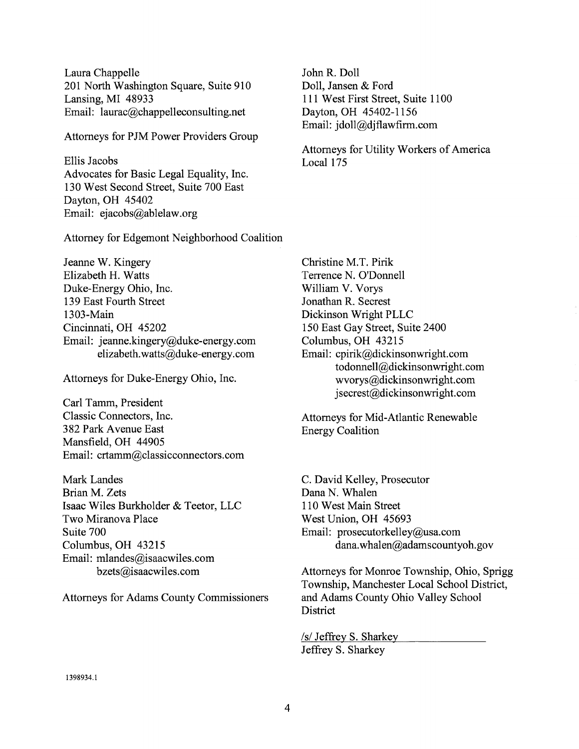Laura Chappelle
201 North Washington Square, Suite 910
Lansing, MI 48933
Email: laurac@chappelleconsulting.net

Attorneys for PJM Power Providers Group

Ellis Jacobs
Advocates for Basic Legal Equality, Inc.
130 West Second Street, Suite 700 East
Dayton, OH 45402
Email: ejacobs@ablelaw.org

Attorney for Edgemont Neighborhood Coalition

John R. Doll
Doll, Jansen & Ford
111 West First Street, Suite 1100
Dayton, OH 45402-1156
Email: jdoll@djflawfirm.com

Attorneys for Utility Workers of America Local 175

Jeanne W. Kingery
Elizabeth H. Watts
Duke-Energy Ohio, Inc.
139 East Fourth Street
1303-Main
Cincinnati, OH 45202
Email: jeanne.kingery@duke-energy.com
elizabeth.watts@duke-energy.com

Attorneys for Duke-Energy Ohio, Inc.

Carl Tamm, President
Classic Connectors, Inc.
382 Park Avenue East
Mansfield, OH 44905
Email: crtamm@classicconnectors.com

Mark Landes
Brian M. Zets
Isaac Wiles Burkholder & Teetor, LLC
Two Miranova Place
Suite 700
Columbus, OH 43215
Email: mlandes@isaacwiles.com
bzets@isaacwiles.com

Attorneys for Adams County Commissioners

Christine M.T. Pirik
Terrence N. O'Donnell
William V. Vorys
Jonathan R. Secrest
Dickinson Wright PLLC
150 East Gay Street, Suite 2400
Columbus, OH 43215
Email: cpirik@dickinsonwright.com
todonnell@dickinsonwright.com
wvorys@dickinsonwright.com
jsecrest@dickinsonwright.com

Attorneys for Mid-Atlantic Renewable Energy Coalition

C. David Kelley, Prosecutor
Dana N. Whalen
110 West Main Street
West Union, OH 45693
Email: prosecutorkelley@usa.com
dana.whalen@adamscountyoh.gov

Attorneys for Monroe Township, Ohio, Sprigg Township, Manchester Local School District, and Adams County Ohio Valley School District

/s/ Jeffrey S. Sharkey
Jeffrey S. Sharkey

1398934.1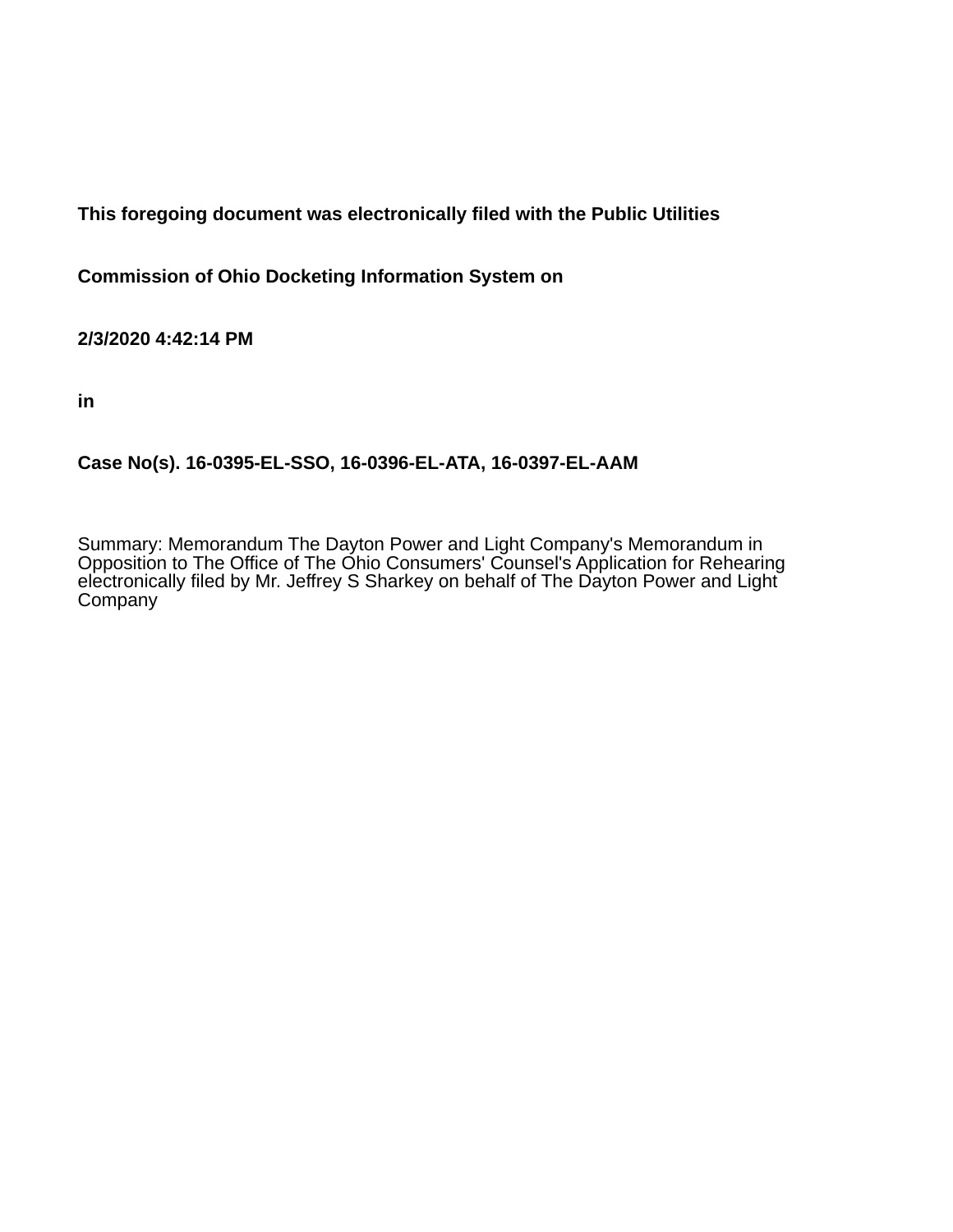**This foregoing document was electronically filed with the Public Utilities**

**Commission of Ohio Docketing Information System on**

**2/3/2020 4:42:14 PM**

**in**

**Case No(s). 16-0395-EL-SSO, 16-0396-EL-ATA, 16-0397-EL-AAM**

Summary: Memorandum The Dayton Power and Light Company's Memorandum in Opposition to The Office of The Ohio Consumers' Counsel's Application for Rehearing electronically filed by Mr. Jeffrey S Sharkey on behalf of The Dayton Power and Light Company